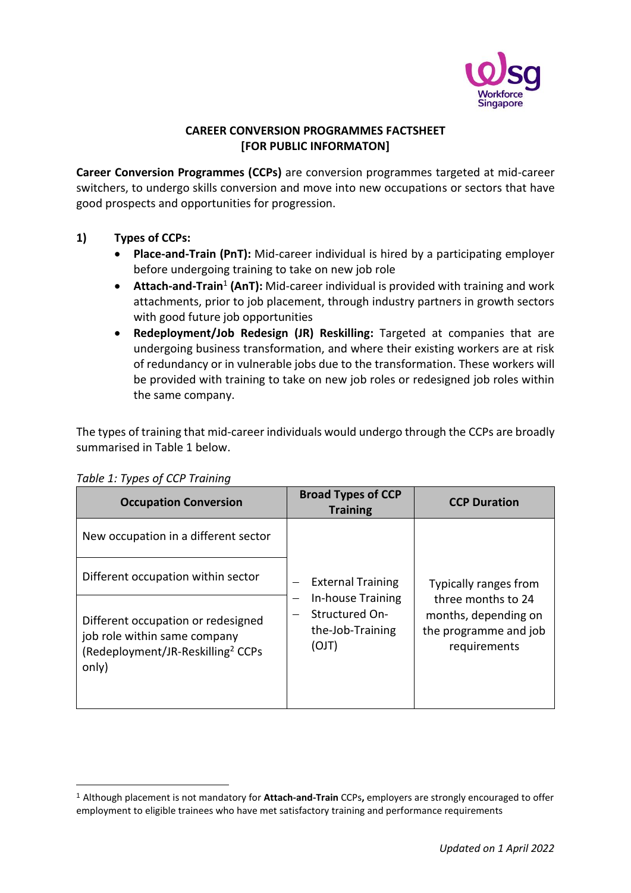**CAREER CONVERSION PROGRAMMES FACTSHEET**
**[FOR PUBLIC INFORMATON]**

**Career Conversion Programmes (CCPs)** are conversion programmes targeted at mid-career switchers, to undergo skills conversion and move into new occupations or sectors that have good prospects and opportunities for progression.

**1) Types of CCPs:**

- **Place-and-Train (PnT):** Mid-career individual is hired by a participating employer before undergoing training to take on new job role
- **Attach-and-Train**[1] **(AnT):** Mid-career individual is provided with training and work attachments, prior to job placement, through industry partners in growth sectors with good future job opportunities
- **Redeployment/Job Redesign (JR) Reskilling:** Targeted at companies that are undergoing business transformation, and where their existing workers are at risk of redundancy or in vulnerable jobs due to the transformation. These workers will be provided with training to take on new job roles or redesigned job roles within the same company.

The types of training that mid-career individuals would undergo through the CCPs are broadly summarised in Table 1 below.

*Table 1: Types of CCP Training*

| Occupation Conversion | Broad Types of CCP Training | CCP Duration |
| --- | --- | --- |
| New occupation in a different sector | – External Training<br>– In-house Training<br>– Structured On-the-Job-Training (OJT) | Typically ranges from three months to 24 months, depending on the programme and job requirements |
| Different occupation within sector | | |
| Different occupation or redesigned job role within same company (Redeployment/JR-Reskilling[2] CCPs only) | | |

[1] Although placement is not mandatory for **Attach-and-Train** CCPs**,** employers are strongly encouraged to offer employment to eligible trainees who have met satisfactory training and performance requirements

*Updated on 1 April 2022*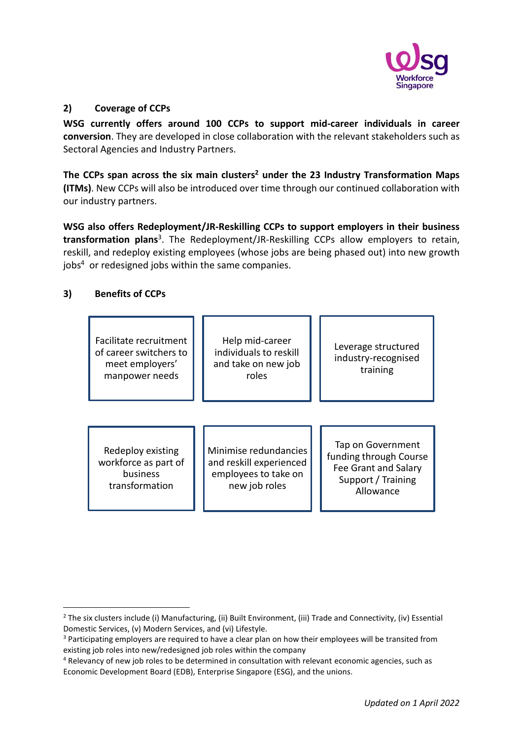## 2) Coverage of CCPs

**WSG currently offers around 100 CCPs to support mid-career individuals in career conversion**. They are developed in close collaboration with the relevant stakeholders such as Sectoral Agencies and Industry Partners.

**The CCPs span across the six main clusters[2] under the 23 Industry Transformation Maps (ITMs)**. New CCPs will also be introduced over time through our continued collaboration with our industry partners.

**WSG also offers Redeployment/JR-Reskilling CCPs to support employers in their business transformation plans**[3]. The Redeployment/JR-Reskilling CCPs allow employers to retain, reskill, and redeploy existing employees (whose jobs are being phased out) into new growth jobs[4] or redesigned jobs within the same companies.

## 3) Benefits of CCPs

| | | |
|---|---|---|
| Facilitate recruitment of career switchers to meet employers' manpower needs | Help mid-career individuals to reskill and take on new job roles | Leverage structured industry-recognised training |
| Redeploy existing workforce as part of business transformation | Minimise redundancies and reskill experienced employees to take on new job roles | Tap on Government funding through Course Fee Grant and Salary Support / Training Allowance |

---

[2] The six clusters include (i) Manufacturing, (ii) Built Environment, (iii) Trade and Connectivity, (iv) Essential Domestic Services, (v) Modern Services, and (vi) Lifestyle.

[3] Participating employers are required to have a clear plan on how their employees will be transited from existing job roles into new/redesigned job roles within the company

[4] Relevancy of new job roles to be determined in consultation with relevant economic agencies, such as Economic Development Board (EDB), Enterprise Singapore (ESG), and the unions.

*Updated on 1 April 2022*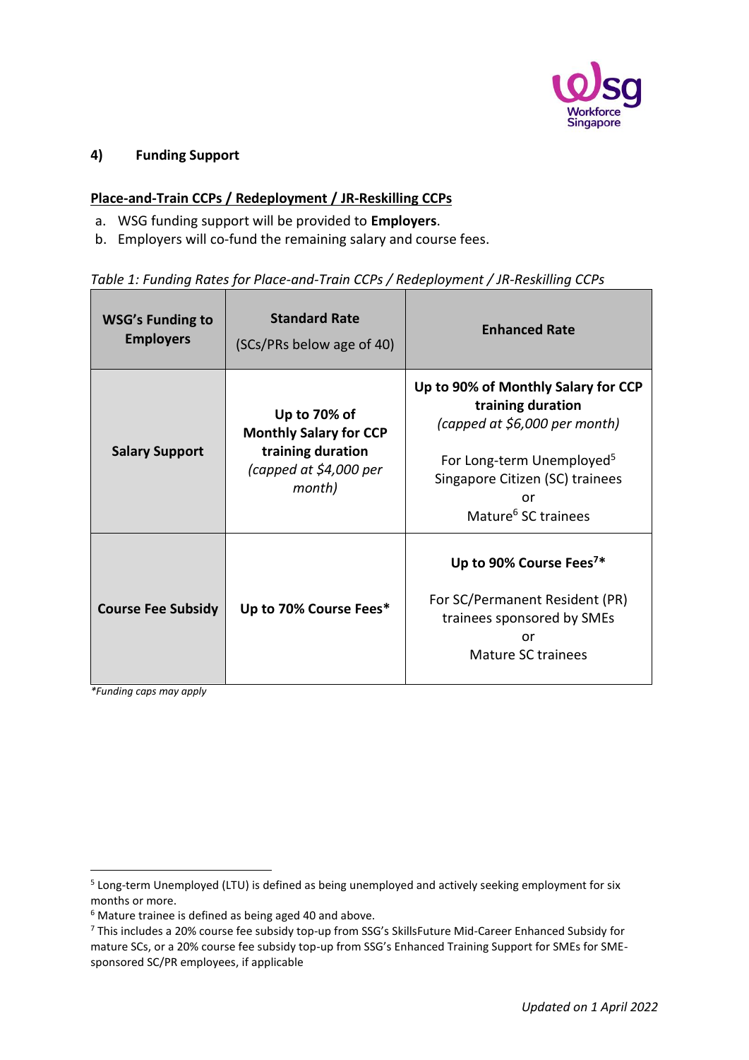## 4) Funding Support

**Place-and-Train CCPs / Redeployment / JR-Reskilling CCPs**

a. WSG funding support will be provided to **Employers**.
b. Employers will co-fund the remaining salary and course fees.

*Table 1: Funding Rates for Place-and-Train CCPs / Redeployment / JR-Reskilling CCPs*

| **WSG's Funding to Employers** | **Standard Rate** (SCs/PRs below age of 40) | **Enhanced Rate** |
|---|---|---|
| **Salary Support** | **Up to 70% of Monthly Salary for CCP training duration** *(capped at $4,000 per month)* | **Up to 90% of Monthly Salary for CCP training duration** *(capped at $6,000 per month)* For Long-term Unemployed[5] Singapore Citizen (SC) trainees or Mature[6] SC trainees |
| **Course Fee Subsidy** | **Up to 70% Course Fees*** | **Up to 90% Course Fees[7]*** For SC/Permanent Resident (PR) trainees sponsored by SMEs or Mature SC trainees |

*\*Funding caps may apply*

[5] Long-term Unemployed (LTU) is defined as being unemployed and actively seeking employment for six months or more.

[6] Mature trainee is defined as being aged 40 and above.

[7] This includes a 20% course fee subsidy top-up from SSG's SkillsFuture Mid-Career Enhanced Subsidy for mature SCs, or a 20% course fee subsidy top-up from SSG's Enhanced Training Support for SMEs for SME-sponsored SC/PR employees, if applicable

*Updated on 1 April 2022*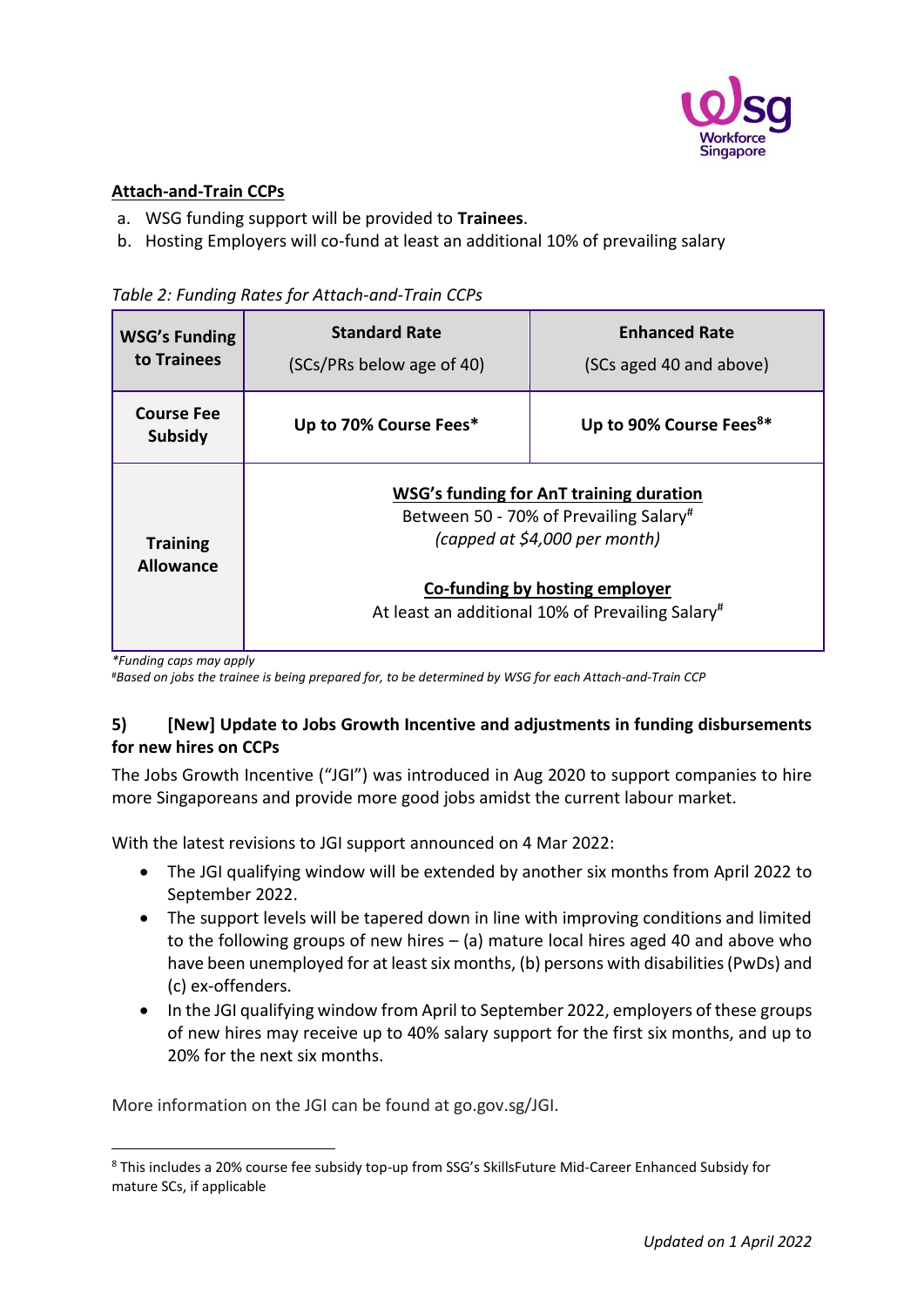**Attach-and-Train CCPs**

a. WSG funding support will be provided to **Trainees**.
b. Hosting Employers will co-fund at least an additional 10% of prevailing salary

*Table 2: Funding Rates for Attach-and-Train CCPs*

| WSG's Funding to Trainees | Standard Rate (SCs/PRs below age of 40) | Enhanced Rate (SCs aged 40 and above) |
|---|---|---|
| **Course Fee Subsidy** | **Up to 70% Course Fees*** | **Up to 90% Course Fees[8]*** |
| **Training Allowance** | **WSG's funding for AnT training duration** Between 50 - 70% of Prevailing Salary[#] *(capped at $4,000 per month)* **Co-funding by hosting employer** At least an additional 10% of Prevailing Salary[#] | |

*\*Funding caps may apply*
*[#]Based on jobs the trainee is being prepared for, to be determined by WSG for each Attach-and-Train CCP*

**5) [New] Update to Jobs Growth Incentive and adjustments in funding disbursements for new hires on CCPs**

The Jobs Growth Incentive ("JGI") was introduced in Aug 2020 to support companies to hire more Singaporeans and provide more good jobs amidst the current labour market.

With the latest revisions to JGI support announced on 4 Mar 2022:

- The JGI qualifying window will be extended by another six months from April 2022 to September 2022.
- The support levels will be tapered down in line with improving conditions and limited to the following groups of new hires – (a) mature local hires aged 40 and above who have been unemployed for at least six months, (b) persons with disabilities (PwDs) and (c) ex-offenders.
- In the JGI qualifying window from April to September 2022, employers of these groups of new hires may receive up to 40% salary support for the first six months, and up to 20% for the next six months.

More information on the JGI can be found at go.gov.sg/JGI.

[8] This includes a 20% course fee subsidy top-up from SSG's SkillsFuture Mid-Career Enhanced Subsidy for mature SCs, if applicable

*Updated on 1 April 2022*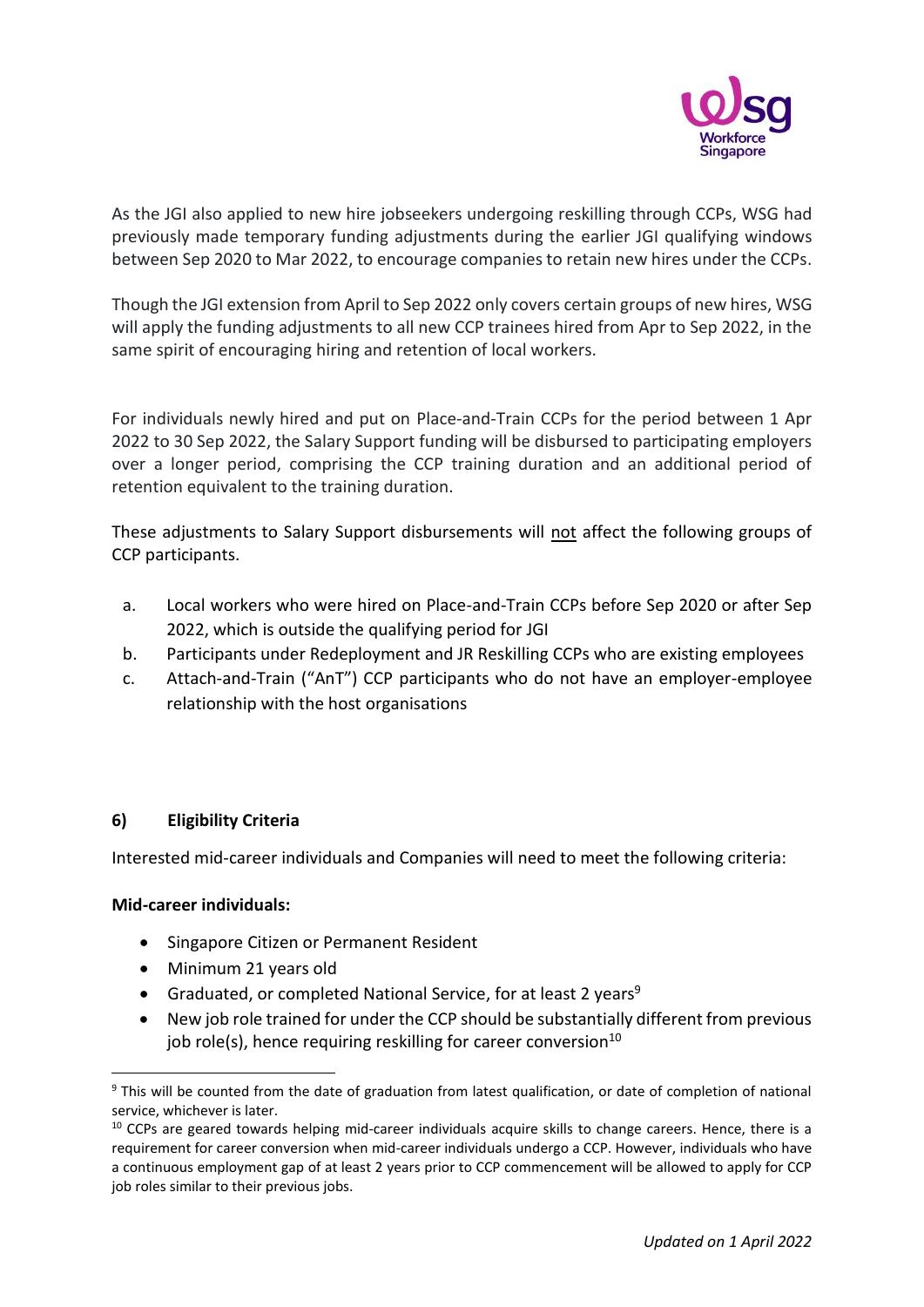As the JGI also applied to new hire jobseekers undergoing reskilling through CCPs, WSG had previously made temporary funding adjustments during the earlier JGI qualifying windows between Sep 2020 to Mar 2022, to encourage companies to retain new hires under the CCPs.

Though the JGI extension from April to Sep 2022 only covers certain groups of new hires, WSG will apply the funding adjustments to all new CCP trainees hired from Apr to Sep 2022, in the same spirit of encouraging hiring and retention of local workers.

For individuals newly hired and put on Place-and-Train CCPs for the period between 1 Apr 2022 to 30 Sep 2022, the Salary Support funding will be disbursed to participating employers over a longer period, comprising the CCP training duration and an additional period of retention equivalent to the training duration.

These adjustments to Salary Support disbursements will not affect the following groups of CCP participants.

a. Local workers who were hired on Place-and-Train CCPs before Sep 2020 or after Sep 2022, which is outside the qualifying period for JGI
b. Participants under Redeployment and JR Reskilling CCPs who are existing employees
c. Attach-and-Train ("AnT") CCP participants who do not have an employer-employee relationship with the host organisations

### 6) Eligibility Criteria

Interested mid-career individuals and Companies will need to meet the following criteria:

**Mid-career individuals:**

- Singapore Citizen or Permanent Resident
- Minimum 21 years old
- Graduated, or completed National Service, for at least 2 years[9]
- New job role trained for under the CCP should be substantially different from previous job role(s), hence requiring reskilling for career conversion[10]

---

[9] This will be counted from the date of graduation from latest qualification, or date of completion of national service, whichever is later.

[10] CCPs are geared towards helping mid-career individuals acquire skills to change careers. Hence, there is a requirement for career conversion when mid-career individuals undergo a CCP. However, individuals who have a continuous employment gap of at least 2 years prior to CCP commencement will be allowed to apply for CCP job roles similar to their previous jobs.

*Updated on 1 April 2022*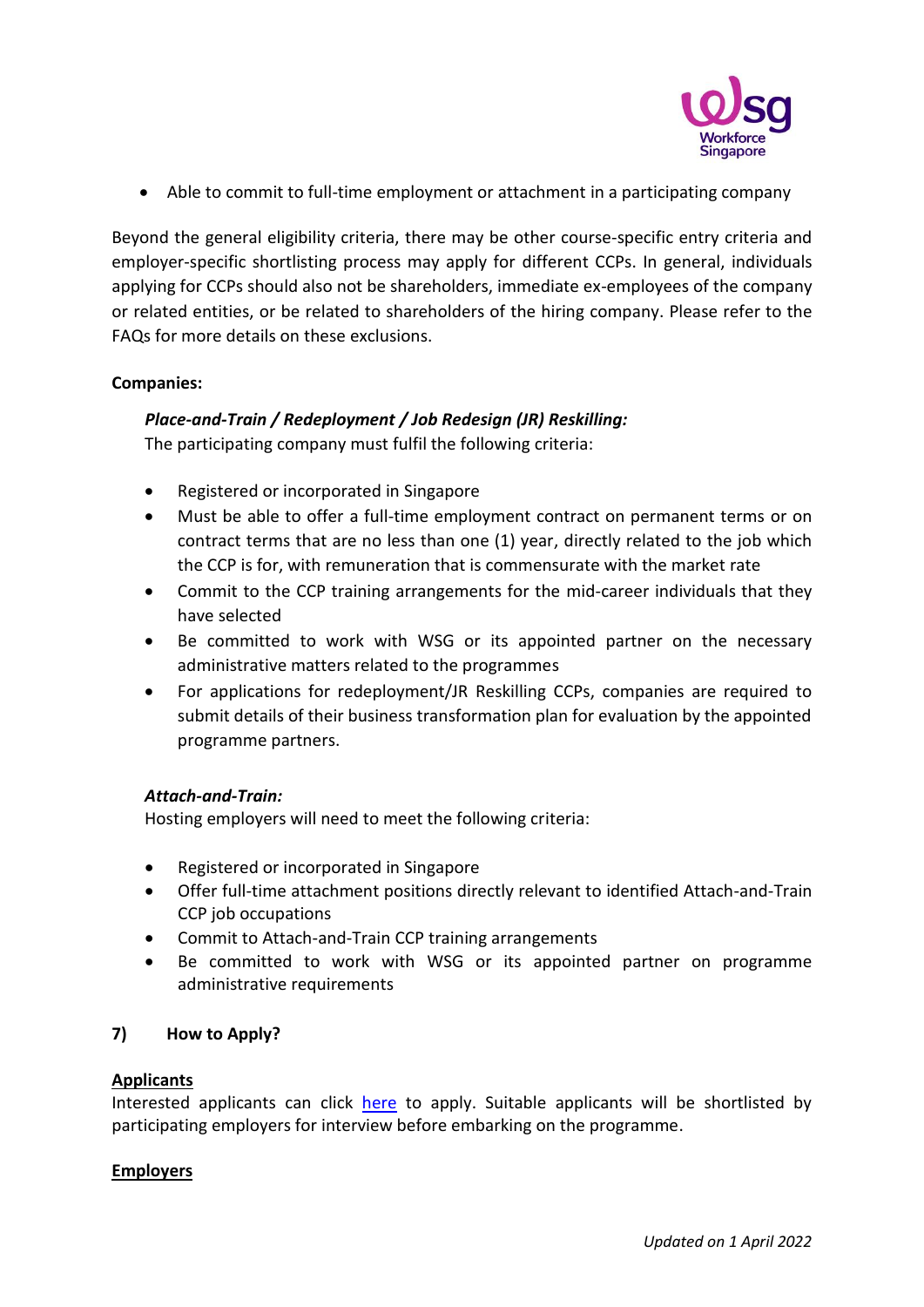- Able to commit to full-time employment or attachment in a participating company

Beyond the general eligibility criteria, there may be other course-specific entry criteria and employer-specific shortlisting process may apply for different CCPs. In general, individuals applying for CCPs should also not be shareholders, immediate ex-employees of the company or related entities, or be related to shareholders of the hiring company. Please refer to the FAQs for more details on these exclusions.

**Companies:**

***Place-and-Train / Redeployment / Job Redesign (JR) Reskilling:***

The participating company must fulfil the following criteria:

- Registered or incorporated in Singapore
- Must be able to offer a full-time employment contract on permanent terms or on contract terms that are no less than one (1) year, directly related to the job which the CCP is for, with remuneration that is commensurate with the market rate
- Commit to the CCP training arrangements for the mid-career individuals that they have selected
- Be committed to work with WSG or its appointed partner on the necessary administrative matters related to the programmes
- For applications for redeployment/JR Reskilling CCPs, companies are required to submit details of their business transformation plan for evaluation by the appointed programme partners.

***Attach-and-Train:***

Hosting employers will need to meet the following criteria:

- Registered or incorporated in Singapore
- Offer full-time attachment positions directly relevant to identified Attach-and-Train CCP job occupations
- Commit to Attach-and-Train CCP training arrangements
- Be committed to work with WSG or its appointed partner on programme administrative requirements

## 7) How to Apply?

**<u>Applicants</u>**

Interested applicants can click <u>here</u> to apply. Suitable applicants will be shortlisted by participating employers for interview before embarking on the programme.

**<u>Employers</u>**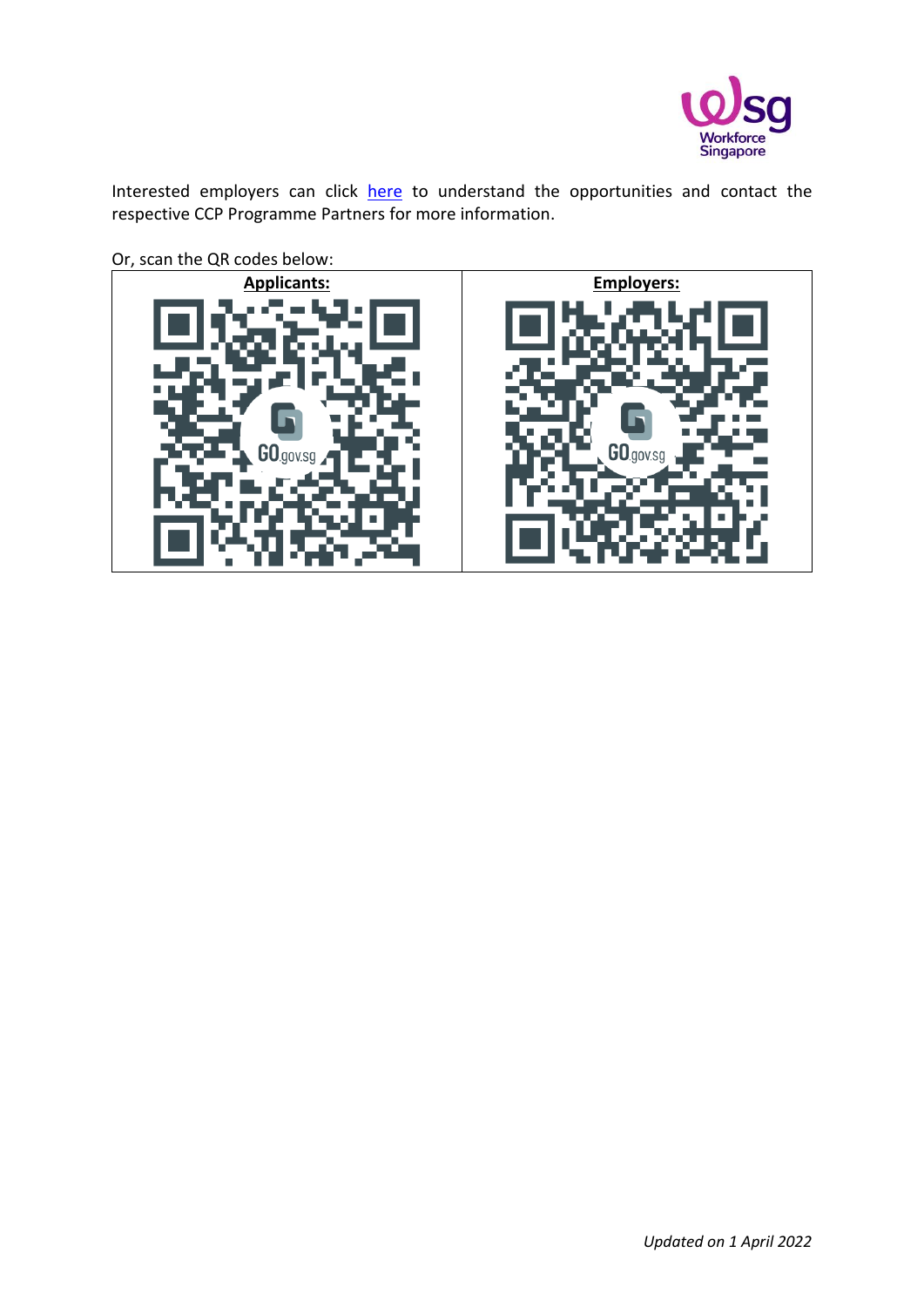Interested employers can click here to understand the opportunities and contact the respective CCP Programme Partners for more information.

Or, scan the QR codes below:

| **Applicants:** | **Employers:** |
| --- | --- |
| | |

*Updated on 1 April 2022*